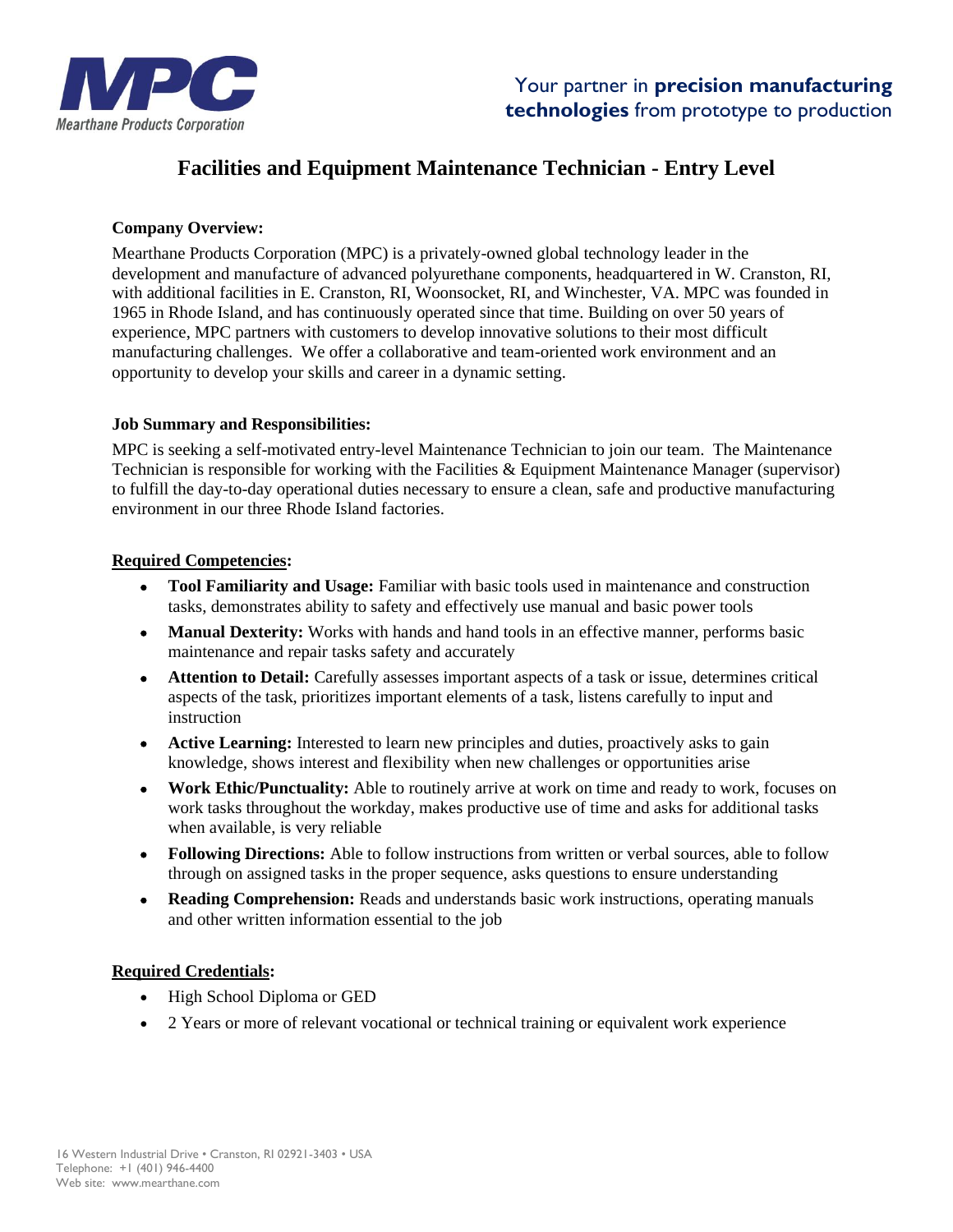Your partner in **precision manufacturing technologies** from prototype to production

# Facilities and Equipment Maintenance Technician - Entry Level

**Company Overview:**

Mearthane Products Corporation (MPC) is a privately-owned global technology leader in the development and manufacture of advanced polyurethane components, headquartered in W. Cranston, RI, with additional facilities in E. Cranston, RI, Woonsocket, RI, and Winchester, VA. MPC was founded in 1965 in Rhode Island, and has continuously operated since that time. Building on over 50 years of experience, MPC partners with customers to develop innovative solutions to their most difficult manufacturing challenges. We offer a collaborative and team-oriented work environment and an opportunity to develop your skills and career in a dynamic setting.

**Job Summary and Responsibilities:**

MPC is seeking a self-motivated entry-level Maintenance Technician to join our team. The Maintenance Technician is responsible for working with the Facilities & Equipment Maintenance Manager (supervisor) to fulfill the day-to-day operational duties necessary to ensure a clean, safe and productive manufacturing environment in our three Rhode Island factories.

**Required Competencies:**

- **Tool Familiarity and Usage:** Familiar with basic tools used in maintenance and construction tasks, demonstrates ability to safety and effectively use manual and basic power tools
- **Manual Dexterity:** Works with hands and hand tools in an effective manner, performs basic maintenance and repair tasks safety and accurately
- **Attention to Detail:** Carefully assesses important aspects of a task or issue, determines critical aspects of the task, prioritizes important elements of a task, listens carefully to input and instruction
- **Active Learning:** Interested to learn new principles and duties, proactively asks to gain knowledge, shows interest and flexibility when new challenges or opportunities arise
- **Work Ethic/Punctuality:** Able to routinely arrive at work on time and ready to work, focuses on work tasks throughout the workday, makes productive use of time and asks for additional tasks when available, is very reliable
- **Following Directions:** Able to follow instructions from written or verbal sources, able to follow through on assigned tasks in the proper sequence, asks questions to ensure understanding
- **Reading Comprehension:** Reads and understands basic work instructions, operating manuals and other written information essential to the job

**Required Credentials:**

- High School Diploma or GED
- 2 Years or more of relevant vocational or technical training or equivalent work experience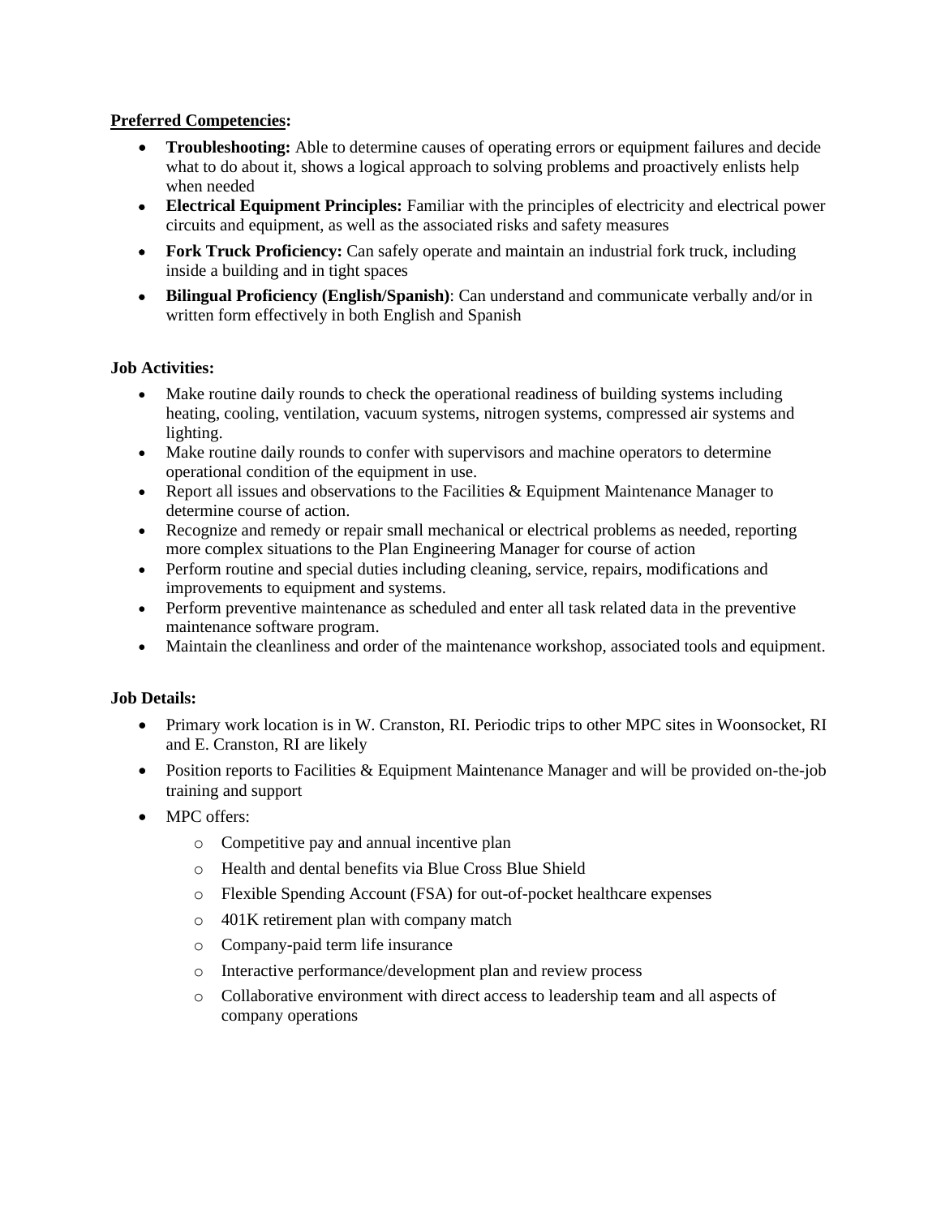**<u>Preferred Competencies</u>:**

- **Troubleshooting:** Able to determine causes of operating errors or equipment failures and decide what to do about it, shows a logical approach to solving problems and proactively enlists help when needed
- **Electrical Equipment Principles:** Familiar with the principles of electricity and electrical power circuits and equipment, as well as the associated risks and safety measures
- **Fork Truck Proficiency:** Can safely operate and maintain an industrial fork truck, including inside a building and in tight spaces
- **Bilingual Proficiency (English/Spanish)**: Can understand and communicate verbally and/or in written form effectively in both English and Spanish

**Job Activities:**

- Make routine daily rounds to check the operational readiness of building systems including heating, cooling, ventilation, vacuum systems, nitrogen systems, compressed air systems and lighting.
- Make routine daily rounds to confer with supervisors and machine operators to determine operational condition of the equipment in use.
- Report all issues and observations to the Facilities & Equipment Maintenance Manager to determine course of action.
- Recognize and remedy or repair small mechanical or electrical problems as needed, reporting more complex situations to the Plan Engineering Manager for course of action
- Perform routine and special duties including cleaning, service, repairs, modifications and improvements to equipment and systems.
- Perform preventive maintenance as scheduled and enter all task related data in the preventive maintenance software program.
- Maintain the cleanliness and order of the maintenance workshop, associated tools and equipment.

**Job Details:**

- Primary work location is in W. Cranston, RI. Periodic trips to other MPC sites in Woonsocket, RI and E. Cranston, RI are likely
- Position reports to Facilities & Equipment Maintenance Manager and will be provided on-the-job training and support
- MPC offers:
  - Competitive pay and annual incentive plan
  - Health and dental benefits via Blue Cross Blue Shield
  - Flexible Spending Account (FSA) for out-of-pocket healthcare expenses
  - 401K retirement plan with company match
  - Company-paid term life insurance
  - Interactive performance/development plan and review process
  - Collaborative environment with direct access to leadership team and all aspects of company operations